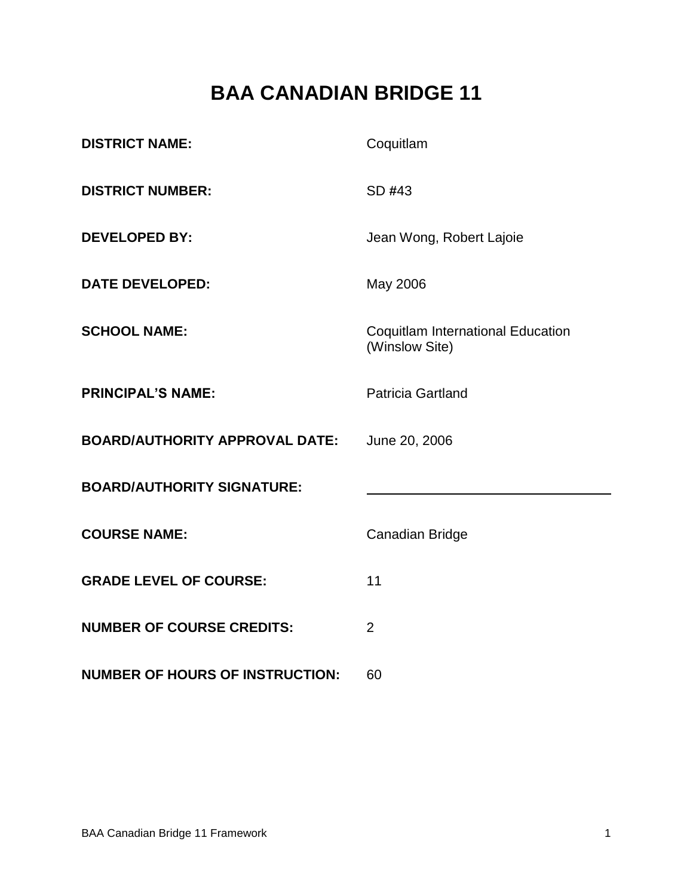# BAA CANADIAN BRIDGE 11

| | |
|---|---|
| **DISTRICT NAME:** | Coquitlam |
| **DISTRICT NUMBER:** | SD #43 |
| **DEVELOPED BY:** | Jean Wong, Robert Lajoie |
| **DATE DEVELOPED:** | May 2006 |
| **SCHOOL NAME:** | Coquitlam International Education (Winslow Site) |
| **PRINCIPAL'S NAME:** | Patricia Gartland |
| **BOARD/AUTHORITY APPROVAL DATE:** | June 20, 2006 |
| **BOARD/AUTHORITY SIGNATURE:** | ______________________________ |
| **COURSE NAME:** | Canadian Bridge |
| **GRADE LEVEL OF COURSE:** | 11 |
| **NUMBER OF COURSE CREDITS:** | 2 |
| **NUMBER OF HOURS OF INSTRUCTION:** | 60 |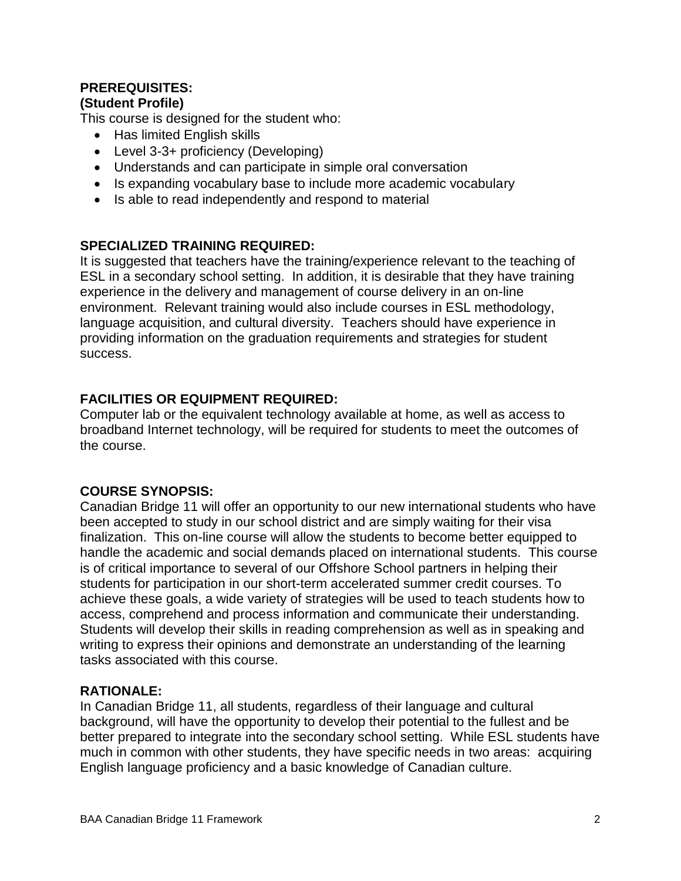**PREREQUISITES:**
**(Student Profile)**

This course is designed for the student who:

- Has limited English skills
- Level 3-3+ proficiency (Developing)
- Understands and can participate in simple oral conversation
- Is expanding vocabulary base to include more academic vocabulary
- Is able to read independently and respond to material

**SPECIALIZED TRAINING REQUIRED:**

It is suggested that teachers have the training/experience relevant to the teaching of ESL in a secondary school setting. In addition, it is desirable that they have training experience in the delivery and management of course delivery in an on-line environment. Relevant training would also include courses in ESL methodology, language acquisition, and cultural diversity. Teachers should have experience in providing information on the graduation requirements and strategies for student success.

**FACILITIES OR EQUIPMENT REQUIRED:**

Computer lab or the equivalent technology available at home, as well as access to broadband Internet technology, will be required for students to meet the outcomes of the course.

**COURSE SYNOPSIS:**

Canadian Bridge 11 will offer an opportunity to our new international students who have been accepted to study in our school district and are simply waiting for their visa finalization. This on-line course will allow the students to become better equipped to handle the academic and social demands placed on international students. This course is of critical importance to several of our Offshore School partners in helping their students for participation in our short-term accelerated summer credit courses. To achieve these goals, a wide variety of strategies will be used to teach students how to access, comprehend and process information and communicate their understanding. Students will develop their skills in reading comprehension as well as in speaking and writing to express their opinions and demonstrate an understanding of the learning tasks associated with this course.

**RATIONALE:**

In Canadian Bridge 11, all students, regardless of their language and cultural background, will have the opportunity to develop their potential to the fullest and be better prepared to integrate into the secondary school setting. While ESL students have much in common with other students, they have specific needs in two areas: acquiring English language proficiency and a basic knowledge of Canadian culture.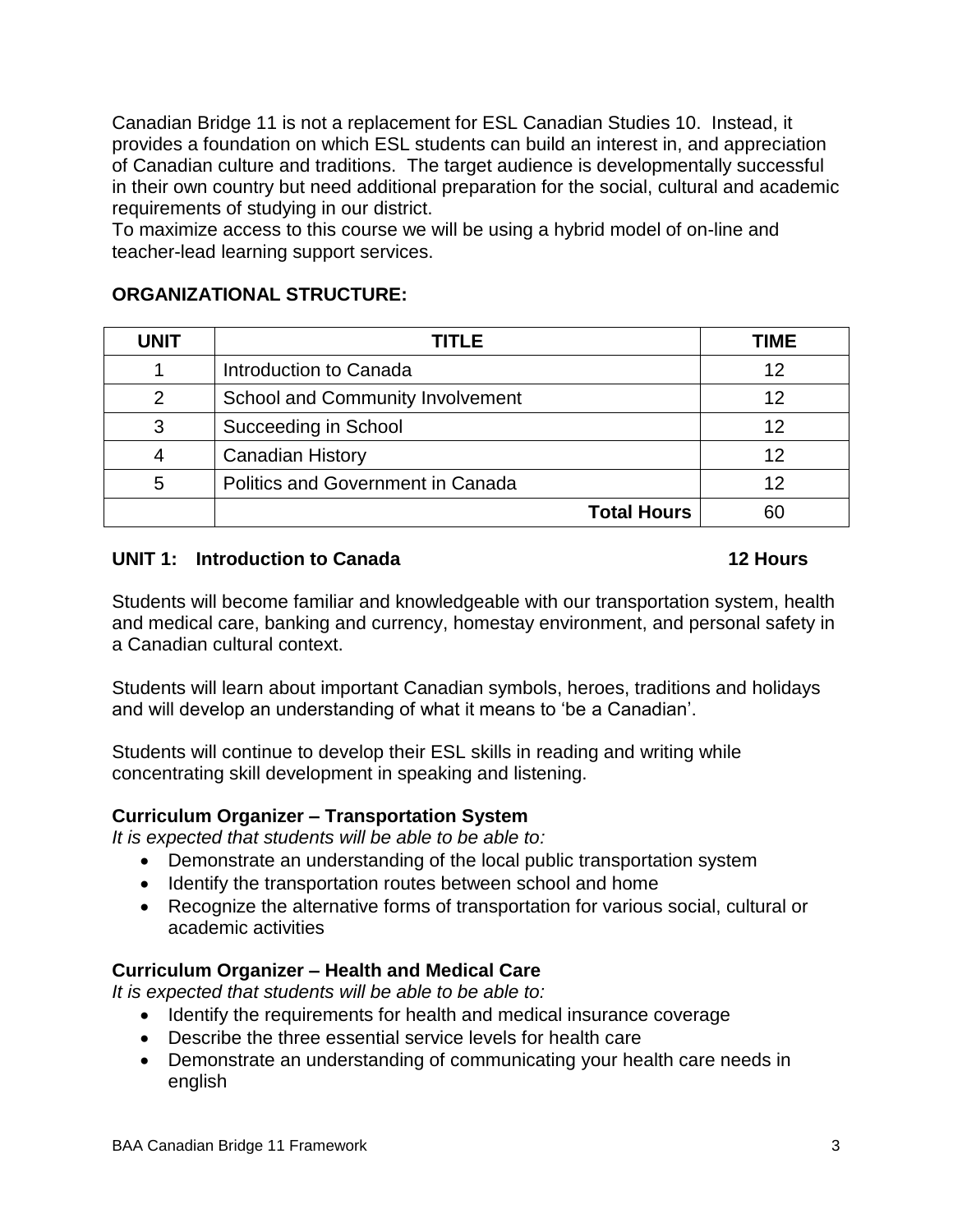Canadian Bridge 11 is not a replacement for ESL Canadian Studies 10. Instead, it provides a foundation on which ESL students can build an interest in, and appreciation of Canadian culture and traditions. The target audience is developmentally successful in their own country but need additional preparation for the social, cultural and academic requirements of studying in our district.
To maximize access to this course we will be using a hybrid model of on-line and teacher-lead learning support services.

## ORGANIZATIONAL STRUCTURE:

| UNIT | TITLE | TIME |
|---|---|---|
| 1 | Introduction to Canada | 12 |
| 2 | School and Community Involvement | 12 |
| 3 | Succeeding in School | 12 |
| 4 | Canadian History | 12 |
| 5 | Politics and Government in Canada | 12 |
| | **Total Hours** | 60 |

## UNIT 1: Introduction to Canada — 12 Hours

Students will become familiar and knowledgeable with our transportation system, health and medical care, banking and currency, homestay environment, and personal safety in a Canadian cultural context.

Students will learn about important Canadian symbols, heroes, traditions and holidays and will develop an understanding of what it means to 'be a Canadian'.

Students will continue to develop their ESL skills in reading and writing while concentrating skill development in speaking and listening.

### Curriculum Organizer – Transportation System

*It is expected that students will be able to be able to:*

- Demonstrate an understanding of the local public transportation system
- Identify the transportation routes between school and home
- Recognize the alternative forms of transportation for various social, cultural or academic activities

### Curriculum Organizer – Health and Medical Care

*It is expected that students will be able to be able to:*

- Identify the requirements for health and medical insurance coverage
- Describe the three essential service levels for health care
- Demonstrate an understanding of communicating your health care needs in english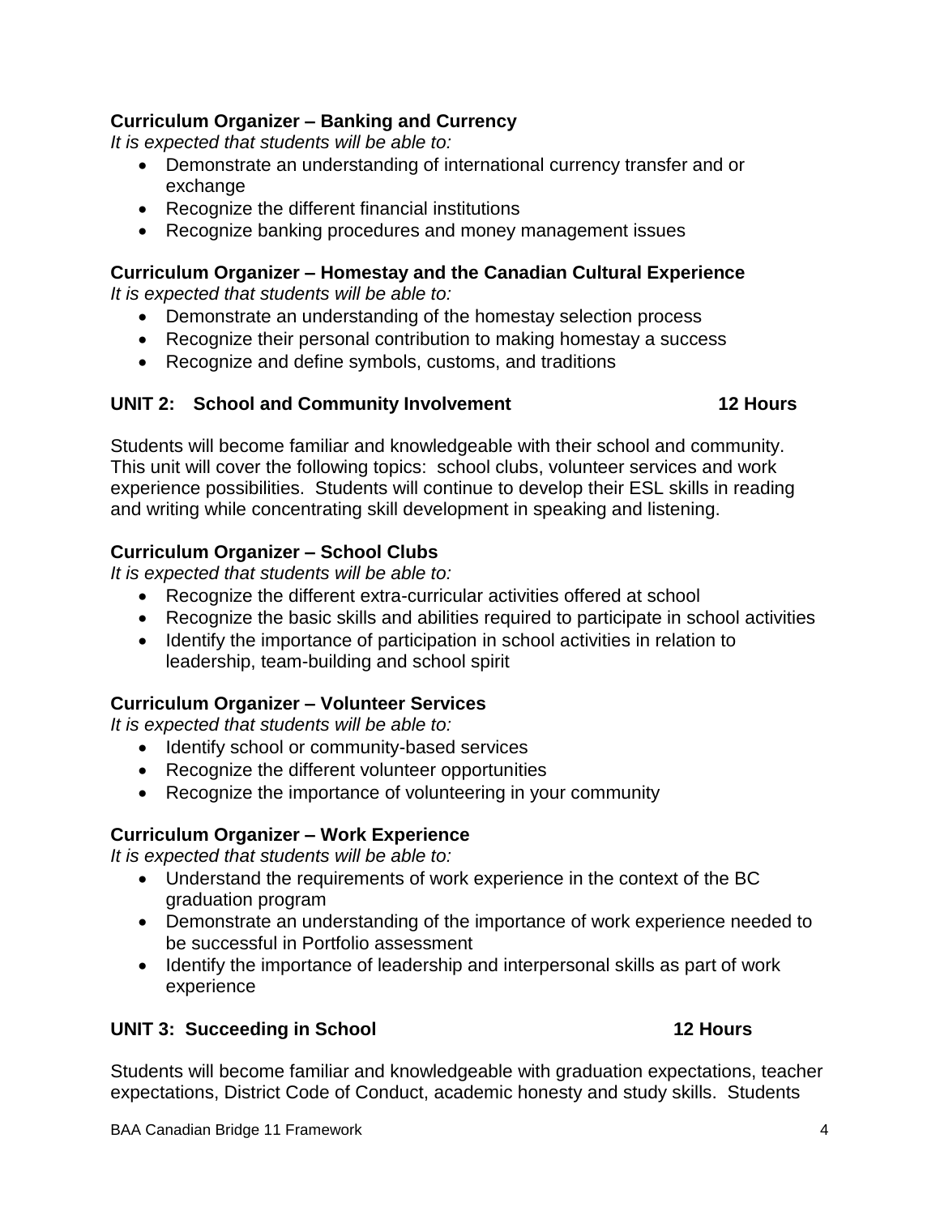**Curriculum Organizer – Banking and Currency**

*It is expected that students will be able to:*

- Demonstrate an understanding of international currency transfer and or exchange
- Recognize the different financial institutions
- Recognize banking procedures and money management issues

**Curriculum Organizer – Homestay and the Canadian Cultural Experience**

*It is expected that students will be able to:*

- Demonstrate an understanding of the homestay selection process
- Recognize their personal contribution to making homestay a success
- Recognize and define symbols, customs, and traditions

## UNIT 2: School and Community Involvement — 12 Hours

Students will become familiar and knowledgeable with their school and community. This unit will cover the following topics: school clubs, volunteer services and work experience possibilities. Students will continue to develop their ESL skills in reading and writing while concentrating skill development in speaking and listening.

**Curriculum Organizer – School Clubs**

*It is expected that students will be able to:*

- Recognize the different extra-curricular activities offered at school
- Recognize the basic skills and abilities required to participate in school activities
- Identify the importance of participation in school activities in relation to leadership, team-building and school spirit

**Curriculum Organizer – Volunteer Services**

*It is expected that students will be able to:*

- Identify school or community-based services
- Recognize the different volunteer opportunities
- Recognize the importance of volunteering in your community

**Curriculum Organizer – Work Experience**

*It is expected that students will be able to:*

- Understand the requirements of work experience in the context of the BC graduation program
- Demonstrate an understanding of the importance of work experience needed to be successful in Portfolio assessment
- Identify the importance of leadership and interpersonal skills as part of work experience

## UNIT 3: Succeeding in School — 12 Hours

Students will become familiar and knowledgeable with graduation expectations, teacher expectations, District Code of Conduct, academic honesty and study skills. Students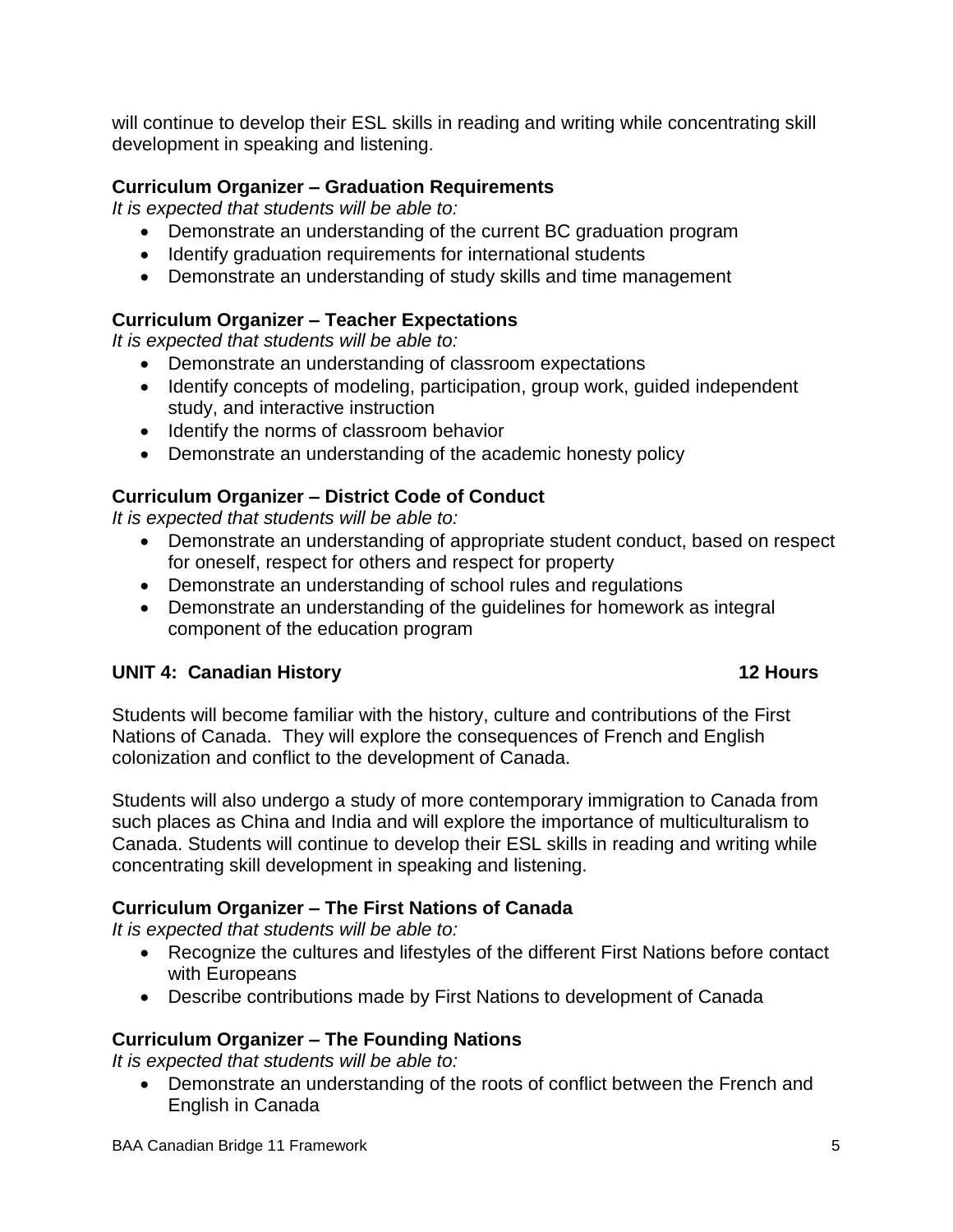will continue to develop their ESL skills in reading and writing while concentrating skill development in speaking and listening.

**Curriculum Organizer – Graduation Requirements**

*It is expected that students will be able to:*

- Demonstrate an understanding of the current BC graduation program
- Identify graduation requirements for international students
- Demonstrate an understanding of study skills and time management

**Curriculum Organizer – Teacher Expectations**

*It is expected that students will be able to:*

- Demonstrate an understanding of classroom expectations
- Identify concepts of modeling, participation, group work, guided independent study, and interactive instruction
- Identify the norms of classroom behavior
- Demonstrate an understanding of the academic honesty policy

**Curriculum Organizer – District Code of Conduct**

*It is expected that students will be able to:*

- Demonstrate an understanding of appropriate student conduct, based on respect for oneself, respect for others and respect for property
- Demonstrate an understanding of school rules and regulations
- Demonstrate an understanding of the guidelines for homework as integral component of the education program

## UNIT 4: Canadian History — 12 Hours

Students will become familiar with the history, culture and contributions of the First Nations of Canada. They will explore the consequences of French and English colonization and conflict to the development of Canada.

Students will also undergo a study of more contemporary immigration to Canada from such places as China and India and will explore the importance of multiculturalism to Canada. Students will continue to develop their ESL skills in reading and writing while concentrating skill development in speaking and listening.

**Curriculum Organizer – The First Nations of Canada**

*It is expected that students will be able to:*

- Recognize the cultures and lifestyles of the different First Nations before contact with Europeans
- Describe contributions made by First Nations to development of Canada

**Curriculum Organizer – The Founding Nations**

*It is expected that students will be able to:*

- Demonstrate an understanding of the roots of conflict between the French and English in Canada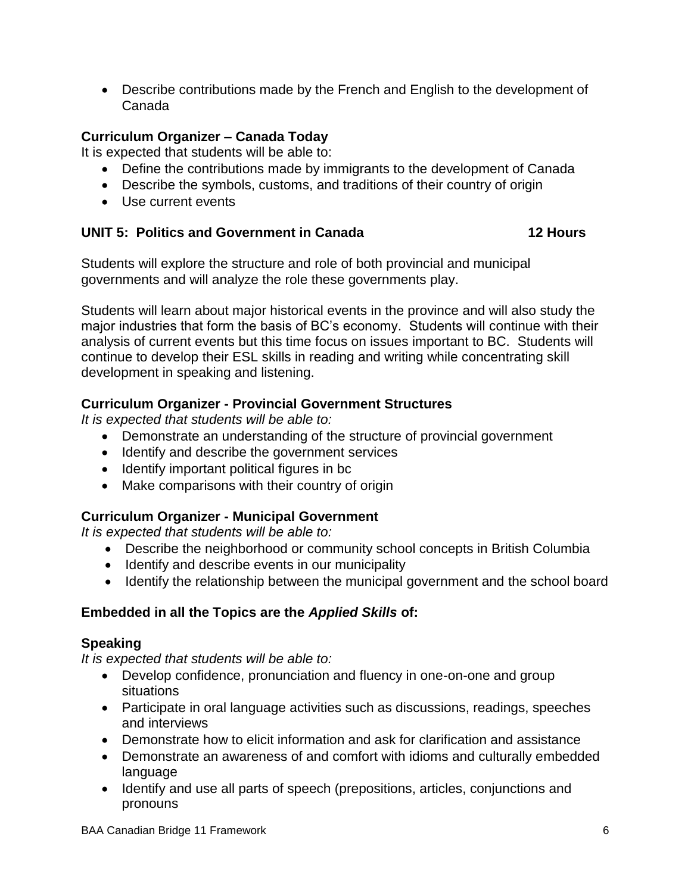- Describe contributions made by the French and English to the development of Canada

**Curriculum Organizer – Canada Today**

It is expected that students will be able to:

- Define the contributions made by immigrants to the development of Canada
- Describe the symbols, customs, and traditions of their country of origin
- Use current events

### UNIT 5: Politics and Government in Canada 12 Hours

Students will explore the structure and role of both provincial and municipal governments and will analyze the role these governments play.

Students will learn about major historical events in the province and will also study the major industries that form the basis of BC's economy. Students will continue with their analysis of current events but this time focus on issues important to BC. Students will continue to develop their ESL skills in reading and writing while concentrating skill development in speaking and listening.

**Curriculum Organizer - Provincial Government Structures**

*It is expected that students will be able to:*

- Demonstrate an understanding of the structure of provincial government
- Identify and describe the government services
- Identify important political figures in bc
- Make comparisons with their country of origin

**Curriculum Organizer - Municipal Government**

*It is expected that students will be able to:*

- Describe the neighborhood or community school concepts in British Columbia
- Identify and describe events in our municipality
- Identify the relationship between the municipal government and the school board

**Embedded in all the Topics are the *Applied Skills* of:**

**Speaking**

*It is expected that students will be able to:*

- Develop confidence, pronunciation and fluency in one-on-one and group situations
- Participate in oral language activities such as discussions, readings, speeches and interviews
- Demonstrate how to elicit information and ask for clarification and assistance
- Demonstrate an awareness of and comfort with idioms and culturally embedded language
- Identify and use all parts of speech (prepositions, articles, conjunctions and pronouns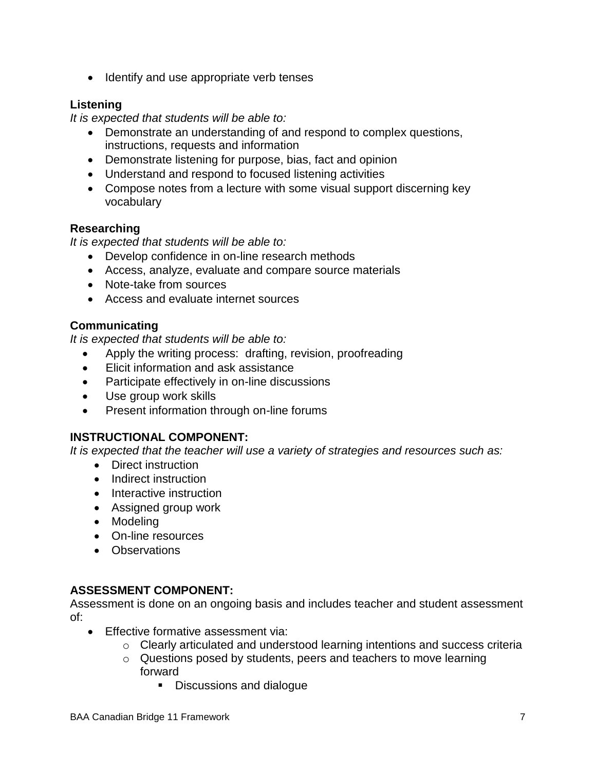- Identify and use appropriate verb tenses

**Listening**

*It is expected that students will be able to:*

- Demonstrate an understanding of and respond to complex questions, instructions, requests and information
- Demonstrate listening for purpose, bias, fact and opinion
- Understand and respond to focused listening activities
- Compose notes from a lecture with some visual support discerning key vocabulary

**Researching**

*It is expected that students will be able to:*

- Develop confidence in on-line research methods
- Access, analyze, evaluate and compare source materials
- Note-take from sources
- Access and evaluate internet sources

**Communicating**

*It is expected that students will be able to:*

- Apply the writing process: drafting, revision, proofreading
- Elicit information and ask assistance
- Participate effectively in on-line discussions
- Use group work skills
- Present information through on-line forums

**INSTRUCTIONAL COMPONENT:**

*It is expected that the teacher will use a variety of strategies and resources such as:*

- Direct instruction
- Indirect instruction
- Interactive instruction
- Assigned group work
- Modeling
- On-line resources
- Observations

**ASSESSMENT COMPONENT:**

Assessment is done on an ongoing basis and includes teacher and student assessment of:

- Effective formative assessment via:
  - Clearly articulated and understood learning intentions and success criteria
  - Questions posed by students, peers and teachers to move learning forward
    - Discussions and dialogue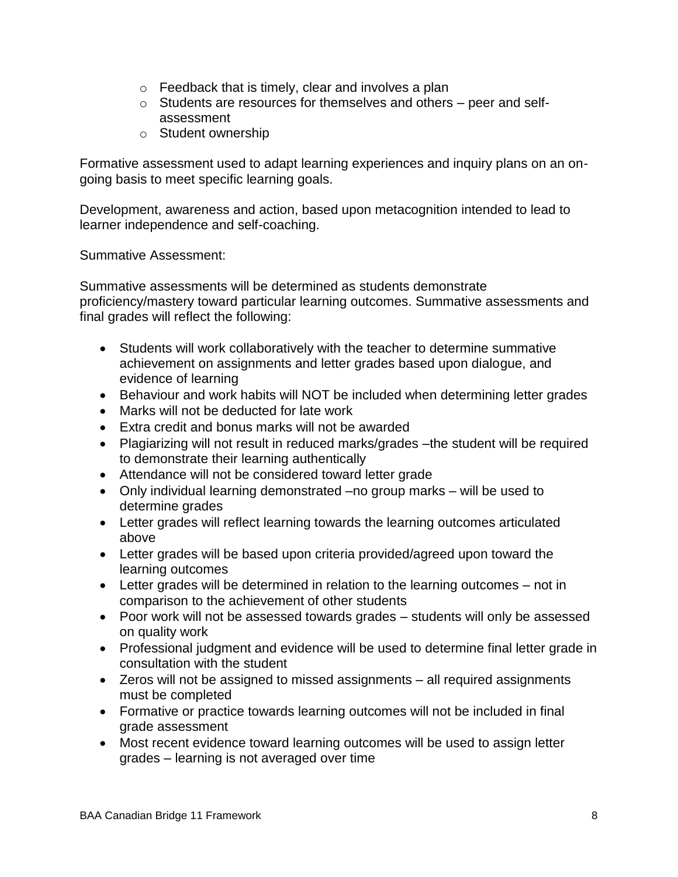- Feedback that is timely, clear and involves a plan
- Students are resources for themselves and others – peer and self-assessment
- Student ownership

Formative assessment used to adapt learning experiences and inquiry plans on an on-going basis to meet specific learning goals.

Development, awareness and action, based upon metacognition intended to lead to learner independence and self-coaching.

Summative Assessment:

Summative assessments will be determined as students demonstrate proficiency/mastery toward particular learning outcomes. Summative assessments and final grades will reflect the following:

- Students will work collaboratively with the teacher to determine summative achievement on assignments and letter grades based upon dialogue, and evidence of learning
- Behaviour and work habits will NOT be included when determining letter grades
- Marks will not be deducted for late work
- Extra credit and bonus marks will not be awarded
- Plagiarizing will not result in reduced marks/grades –the student will be required to demonstrate their learning authentically
- Attendance will not be considered toward letter grade
- Only individual learning demonstrated –no group marks – will be used to determine grades
- Letter grades will reflect learning towards the learning outcomes articulated above
- Letter grades will be based upon criteria provided/agreed upon toward the learning outcomes
- Letter grades will be determined in relation to the learning outcomes – not in comparison to the achievement of other students
- Poor work will not be assessed towards grades – students will only be assessed on quality work
- Professional judgment and evidence will be used to determine final letter grade in consultation with the student
- Zeros will not be assigned to missed assignments – all required assignments must be completed
- Formative or practice towards learning outcomes will not be included in final grade assessment
- Most recent evidence toward learning outcomes will be used to assign letter grades – learning is not averaged over time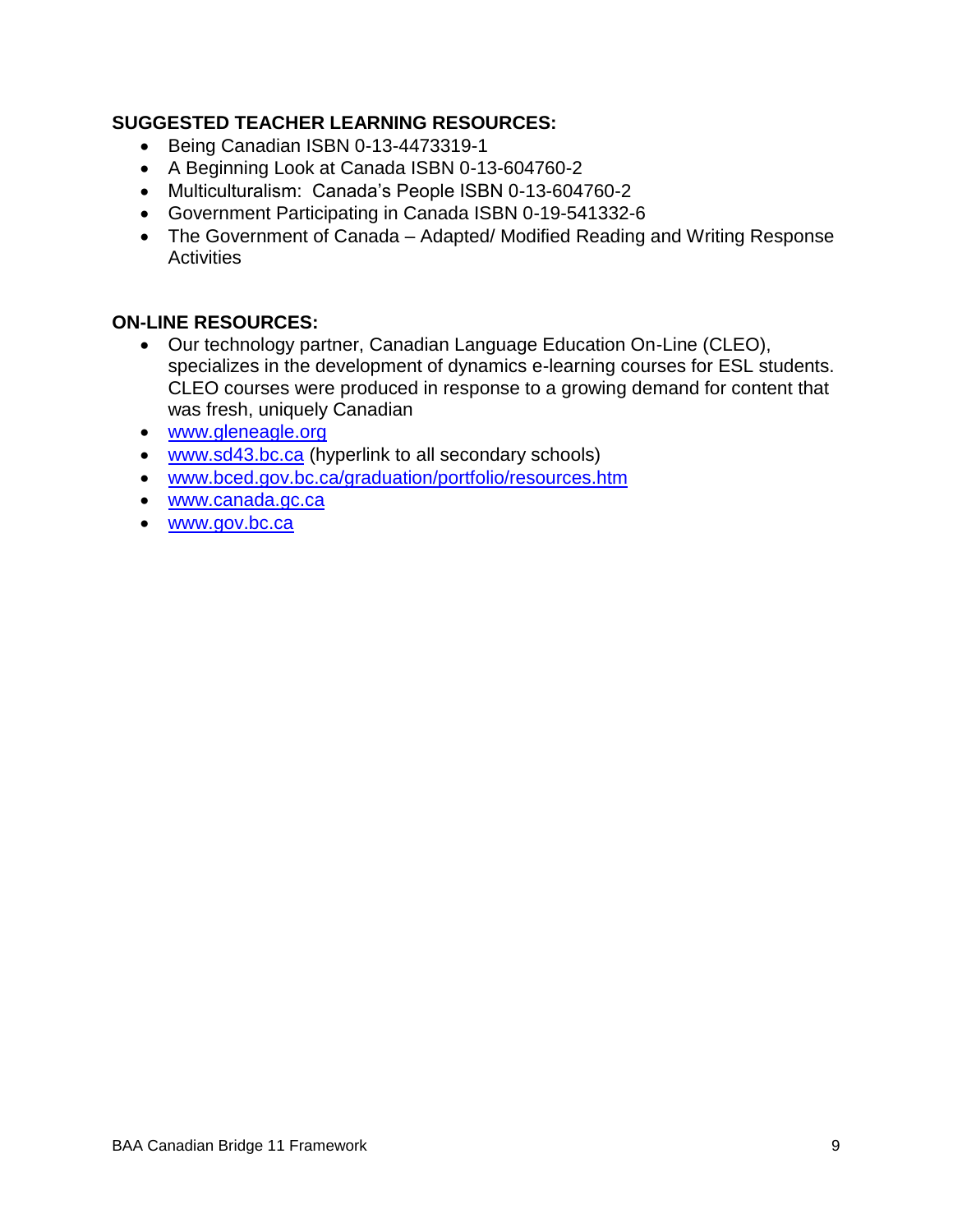**SUGGESTED TEACHER LEARNING RESOURCES:**

- Being Canadian ISBN 0-13-4473319-1
- A Beginning Look at Canada ISBN 0-13-604760-2
- Multiculturalism: Canada's People ISBN 0-13-604760-2
- Government Participating in Canada ISBN 0-19-541332-6
- The Government of Canada – Adapted/ Modified Reading and Writing Response Activities

**ON-LINE RESOURCES:**

- Our technology partner, Canadian Language Education On-Line (CLEO), specializes in the development of dynamics e-learning courses for ESL students. CLEO courses were produced in response to a growing demand for content that was fresh, uniquely Canadian
- www.gleneagle.org
- www.sd43.bc.ca (hyperlink to all secondary schools)
- www.bced.gov.bc.ca/graduation/portfolio/resources.htm
- www.canada.gc.ca
- www.gov.bc.ca